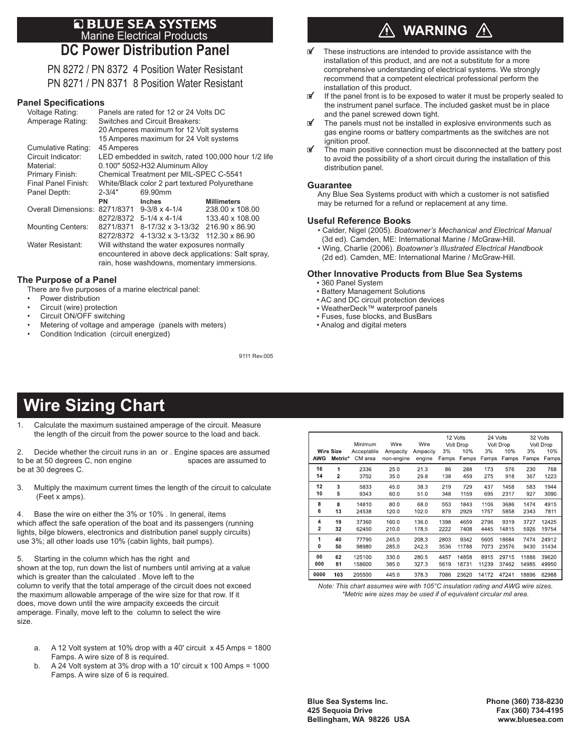**BLUE SEA SYSTEMS**
Marine Electrical Products

# DC Power Distribution Panel

PN 8272 / PN 8372 4 Position Water Resistant
PN 8271 / PN 8371 8 Position Water Resistant

### Panel Specifications

| | | | |
|---|---|---|---|
| Voltage Rating: | Panels are rated for 12 or 24 Volts DC | | |
| Amperage Rating: | Switches and Circuit Breakers: 20 Amperes maximum for 12 Volt systems; 15 Amperes maximum for 24 Volt systems | | |
| Cumulative Rating: | 45 Amperes | | |
| Circuit Indicator: | LED embedded in switch, rated 100,000 hour 1/2 life | | |
| Material: | 0.100" 5052-H32 Aluminum Alloy | | |
| Primary Finish: | Chemical Treatment per MIL-SPEC C-5541 | | |
| Final Panel Finish: | White/Black color 2 part textured Polyurethane | | |
| Panel Depth: | 2-3/4" | 69.90mm | |
| | **PN** | **Inches** | **Millimeters** |
| Overall Dimensions: | 8271/8371 | 9-3/8 x 4-1/4 | 238.00 x 108.00 |
| | 8272/8372 | 5-1/4 x 4-1/4 | 133.40 x 108.00 |
| Mounting Centers: | 8271/8371 | 8-17/32 x 3-13/32 | 216.90 x 86.90 |
| | 8272/8372 | 4-13/32 x 3-13/32 | 112.30 x 86.90 |
| Water Resistant: | Will withstand the water exposures normally encountered in above deck applications: Salt spray, rain, hose washdowns, momentary immersions. | | |

### The Purpose of a Panel

There are five purposes of a marine electrical panel:

- Power distribution
- Circuit (wire) protection
- Circuit ON/OFF switching
- Metering of voltage and amperage (panels with meters)
- Condition Indication (circuit energized)

9111 Rev.005

## ⚠ WARNING ⚠

- These instructions are intended to provide assistance with the installation of this product, and are not a substitute for a more comprehensive understanding of electrical systems. We strongly recommend that a competent electrical professional perform the installation of this product.
- If the panel front is to be exposed to water it must be properly sealed to the instrument panel surface. The included gasket must be in place and the panel screwed down tight.
- The panels must not be installed in explosive environments such as gas engine rooms or battery compartments as the switches are not ignition proof.
- The main positive connection must be disconnected at the battery post to avoid the possibility of a short circuit during the installation of this distribution panel.

### Guarantee

Any Blue Sea Systems product with which a customer is not satisfied may be returned for a refund or replacement at any time.

### Useful Reference Books

- Calder, Nigel (2005). *Boatowner's Mechanical and Electrical Manual* (3d ed). Camden, ME: International Marine / McGraw-Hill.
- Wing, Charlie (2006). *Boatowner's Illustrated Electrical Handbook* (2d ed). Camden, ME: International Marine / McGraw-Hill.

### Other Innovative Products from Blue Sea Systems

- 360 Panel System
- Battery Management Solutions
- AC and DC circuit protection devices
- WeatherDeck™ waterproof panels
- Fuses, fuse blocks, and BusBars
- Analog and digital meters

# Wire Sizing Chart

1. Calculate the maximum sustained amperage of the circuit. Measure the length of the circuit from the power source to the load and back.

2. Decide whether the circuit runs in an or . Engine spaces are assumed to be at 50 degrees C, non engine spaces are assumed to be at 30 degrees C.

3. Multiply the maximum current times the length of the circuit to calculate (Feet x amps).

4. Base the wire on either the 3% or 10% . In general, items which affect the safe operation of the boat and its passengers (running lights, bilge blowers, electronics and distribution panel supply circuits) use 3%; all other loads use 10% (cabin lights, bait pumps).

5. Starting in the column which has the right and shown at the top, run down the list of numbers until arriving at a value which is greater than the calculated . Move left to the column to verify that the total amperage of the circuit does not exceed the maximum allowable amperage of the wire size for that row. If it does, move down until the wire ampacity exceeds the circuit amperage. Finally, move left to the column to select the wire size.

a. A 12 Volt system at 10% drop with a 40' circuit x 45 Amps = 1800 Famps. A wire size of 8 is required.

b. A 24 Volt system at 3% drop with a 10' circuit x 100 Amps = 1000 Famps. A wire size of 6 is required.

| Wire Size | | Minimum Acceptable | Wire Ampacity | Wire Ampacity | 12 Volts Volt Drop | | 24 Volts Volt Drop | | 32 Volts Volt Drop | |
|---|---|---|---|---|---|---|---|---|---|---|
| AWG | Metric* | CM area | non-engine | engine | 3% Famps | 10% Famps | 3% Famps | 10% Famps | 3% Famps | 10% Famps |
| 16 | 1 | 2336 | 25.0 | 21.3 | 86 | 288 | 173 | 576 | 230 | 768 |
| 14 | 2 | 3702 | 35.0 | 29.8 | 138 | 459 | 275 | 918 | 367 | 1223 |
| 12 | 3 | 5833 | 45.0 | 38.3 | 219 | 729 | 437 | 1458 | 583 | 1944 |
| 10 | 5 | 9343 | 60.0 | 51.0 | 348 | 1159 | 695 | 2317 | 927 | 3090 |
| 8 | 8 | 14810 | 80.0 | 68.0 | 553 | 1843 | 1106 | 3686 | 1474 | 4915 |
| 6 | 13 | 24538 | 120.0 | 102.0 | 879 | 2929 | 1757 | 5858 | 2343 | 7811 |
| 4 | 19 | 37360 | 160.0 | 136.0 | 1398 | 4659 | 2796 | 9319 | 3727 | 12425 |
| 2 | 32 | 62450 | 210.0 | 178.5 | 2222 | 7408 | 4445 | 14815 | 5926 | 19754 |
| 1 | 40 | 77790 | 245.0 | 208.3 | 2803 | 9342 | 5605 | 18684 | 7474 | 24912 |
| 0 | 50 | 98980 | 285.0 | 242.3 | 3536 | 11788 | 7073 | 23576 | 9430 | 31434 |
| 00 | 62 | 125100 | 330.0 | 280.5 | 4457 | 14858 | 8915 | 29715 | 11886 | 39620 |
| 000 | 81 | 158600 | 385.0 | 327.3 | 5619 | 18731 | 11239 | 37462 | 14985 | 49950 |
| 0000 | 103 | 205500 | 445.0 | 378.3 | 7086 | 23620 | 14172 | 47241 | 18896 | 62988 |

*Note: This chart assumes wire with 105°C insulation rating and AWG wire sizes.*
*\*Metric wire sizes may be used if of equivalent circular mil area.*

**Blue Sea Systems Inc.**
**425 Sequoia Drive**
**Bellingham, WA 98226 USA**

**Phone (360) 738-8230**
**Fax (360) 734-4195**
**www.bluesea.com**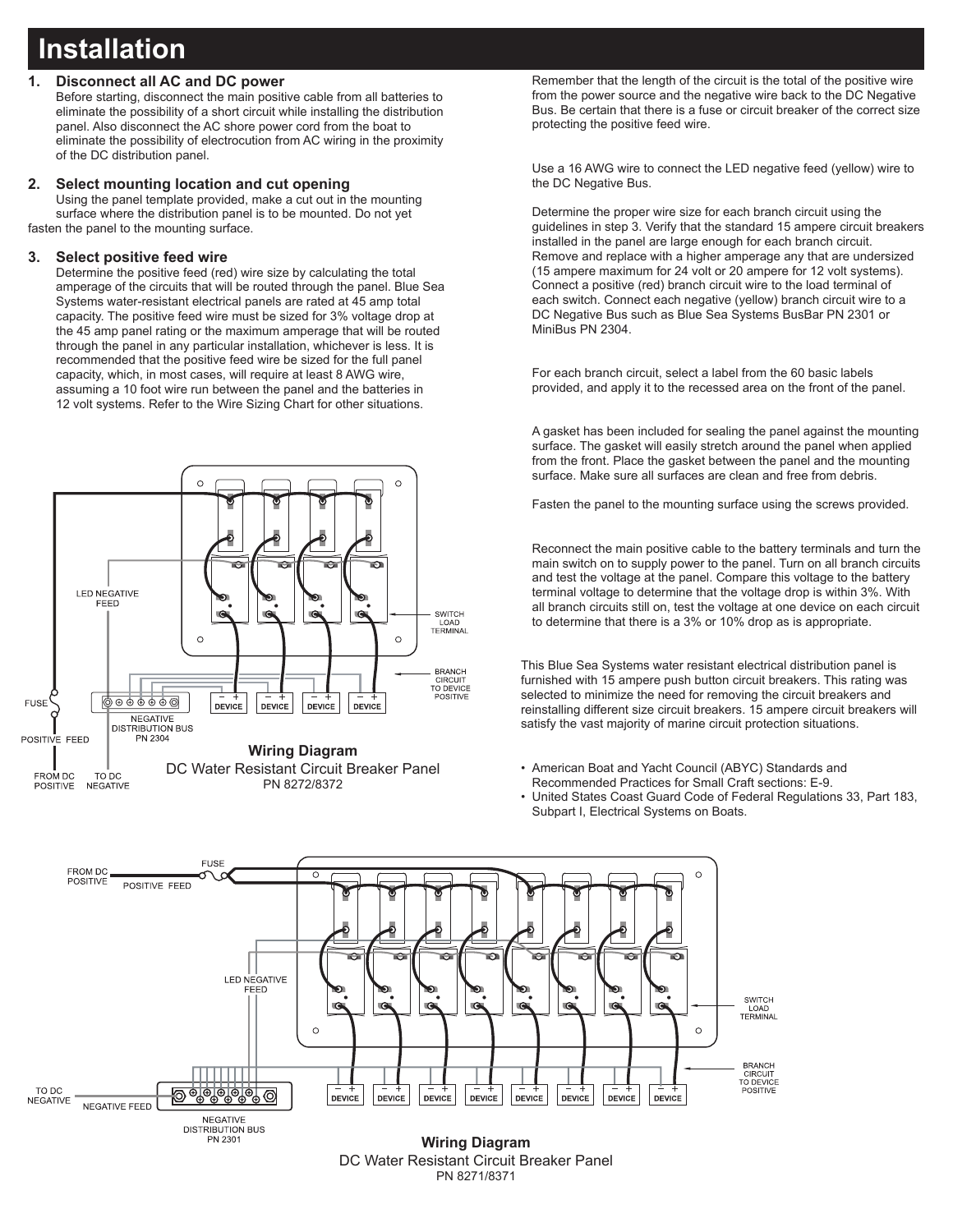# Installation

**1. Disconnect all AC and DC power**

Before starting, disconnect the main positive cable from all batteries to eliminate the possibility of a short circuit while installing the distribution panel. Also disconnect the AC shore power cord from the boat to eliminate the possibility of electrocution from AC wiring in the proximity of the DC distribution panel.

**2. Select mounting location and cut opening**

Using the panel template provided, make a cut out in the mounting surface where the distribution panel is to be mounted. Do not yet fasten the panel to the mounting surface.

**3. Select positive feed wire**

Determine the positive feed (red) wire size by calculating the total amperage of the circuits that will be routed through the panel. Blue Sea Systems water-resistant electrical panels are rated at 45 amp total capacity. The positive feed wire must be sized for 3% voltage drop at the 45 amp panel rating or the maximum amperage that will be routed through the panel in any particular installation, whichever is less. It is recommended that the positive feed wire be sized for the full panel capacity, which, in most cases, will require at least 8 AWG wire, assuming a 10 foot wire run between the panel and the batteries in 12 volt systems. Refer to the Wire Sizing Chart for other situations.

LED NEGATIVE FEED
SWITCH LOAD TERMINAL
BRANCH CIRCUIT TO DEVICE POSITIVE
FUSE
DEVICE
DEVICE
DEVICE
DEVICE
NEGATIVE DISTRIBUTION BUS PN 2304
POSITIVE FEED
FROM DC POSITIVE
TO DC NEGATIVE

**Wiring Diagram**
DC Water Resistant Circuit Breaker Panel
PN 8272/8372

Remember that the length of the circuit is the total of the positive wire from the power source and the negative wire back to the DC Negative Bus. Be certain that there is a fuse or circuit breaker of the correct size protecting the positive feed wire.

Use a 16 AWG wire to connect the LED negative feed (yellow) wire to the DC Negative Bus.

Determine the proper wire size for each branch circuit using the guidelines in step 3. Verify that the standard 15 ampere circuit breakers installed in the panel are large enough for each branch circuit. Remove and replace with a higher amperage any that are undersized (15 ampere maximum for 24 volt or 20 ampere for 12 volt systems). Connect a positive (red) branch circuit wire to the load terminal of each switch. Connect each negative (yellow) branch circuit wire to a DC Negative Bus such as Blue Sea Systems BusBar PN 2301 or MiniBus PN 2304.

For each branch circuit, select a label from the 60 basic labels provided, and apply it to the recessed area on the front of the panel.

A gasket has been included for sealing the panel against the mounting surface. The gasket will easily stretch around the panel when applied from the front. Place the gasket between the panel and the mounting surface. Make sure all surfaces are clean and free from debris.

Fasten the panel to the mounting surface using the screws provided.

Reconnect the main positive cable to the battery terminals and turn the main switch on to supply power to the panel. Turn on all branch circuits and test the voltage at the panel. Compare this voltage to the battery terminal voltage to determine that the voltage drop is within 3%. With all branch circuits still on, test the voltage at one device on each circuit to determine that there is a 3% or 10% drop as is appropriate.

This Blue Sea Systems water resistant electrical distribution panel is furnished with 15 ampere push button circuit breakers. This rating was selected to minimize the need for removing the circuit breakers and reinstalling different size circuit breakers. 15 ampere circuit breakers will satisfy the vast majority of marine circuit protection situations.

- American Boat and Yacht Council (ABYC) Standards and Recommended Practices for Small Craft sections: E-9.
- United States Coast Guard Code of Federal Regulations 33, Part 183, Subpart I, Electrical Systems on Boats.

FROM DC POSITIVE
FUSE
POSITIVE FEED
LED NEGATIVE FEED
SWITCH LOAD TERMINAL
BRANCH CIRCUIT TO DEVICE POSITIVE
TO DC NEGATIVE
NEGATIVE FEED
DEVICE
DEVICE
DEVICE
DEVICE
DEVICE
DEVICE
DEVICE
DEVICE
NEGATIVE DISTRIBUTION BUS PN 2301

**Wiring Diagram**
DC Water Resistant Circuit Breaker Panel
PN 8271/8371